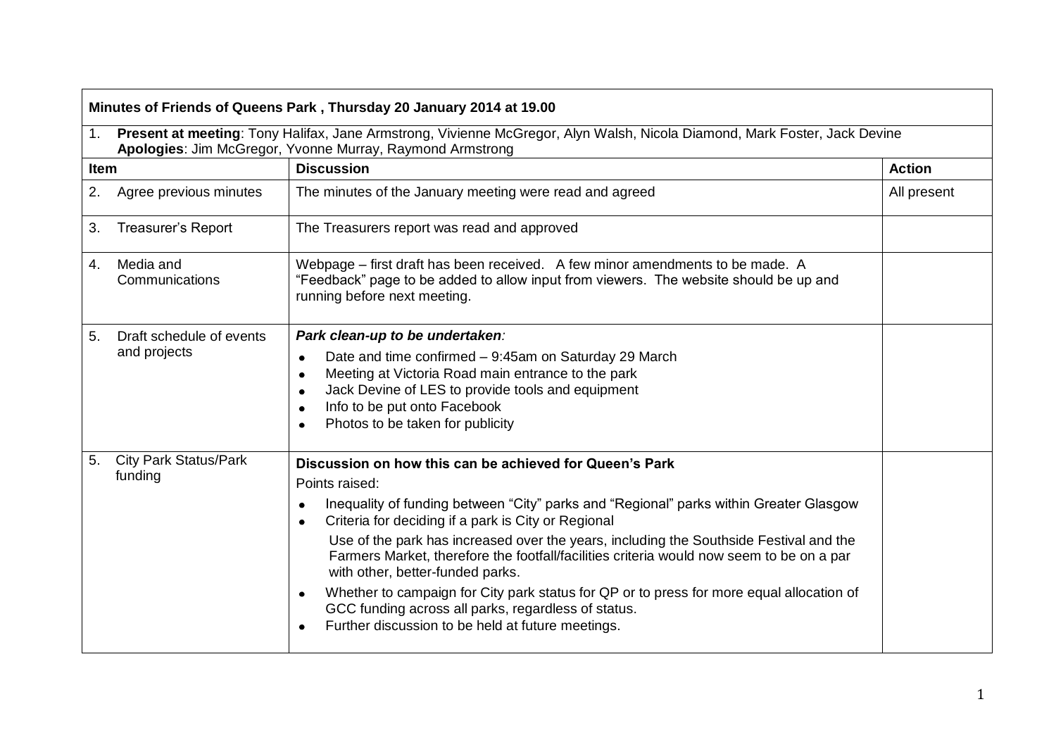| **Minutes of Friends of Queens Park , Thursday 20 January 2014 at 19.00** | | |
|---|---|---|
| 1. **Present at meeting**: Tony Halifax, Jane Armstrong, Vivienne McGregor, Alyn Walsh, Nicola Diamond, Mark Foster, Jack Devine<br>**Apologies**: Jim McGregor, Yvonne Murray, Raymond Armstrong | | |
| **Item** | **Discussion** | **Action** |
| 2. Agree previous minutes | The minutes of the January meeting were read and agreed | All present |
| 3. Treasurer's Report | The Treasurers report was read and approved | |
| 4. Media and Communications | Webpage – first draft has been received. A few minor amendments to be made. A "Feedback" page to be added to allow input from viewers. The website should be up and running before next meeting. | |
| 5. Draft schedule of events and projects | ***Park clean-up to be undertaken****:*<br>• Date and time confirmed – 9:45am on Saturday 29 March<br>• Meeting at Victoria Road main entrance to the park<br>• Jack Devine of LES to provide tools and equipment<br>• Info to be put onto Facebook<br>• Photos to be taken for publicity | |
| 5. City Park Status/Park funding | **Discussion on how this can be achieved for Queen's Park**<br>Points raised:<br>• Inequality of funding between "City" parks and "Regional" parks within Greater Glasgow<br>• Criteria for deciding if a park is City or Regional<br>Use of the park has increased over the years, including the Southside Festival and the Farmers Market, therefore the footfall/facilities criteria would now seem to be on a par with other, better-funded parks.<br>• Whether to campaign for City park status for QP or to press for more equal allocation of GCC funding across all parks, regardless of status.<br>• Further discussion to be held at future meetings. | |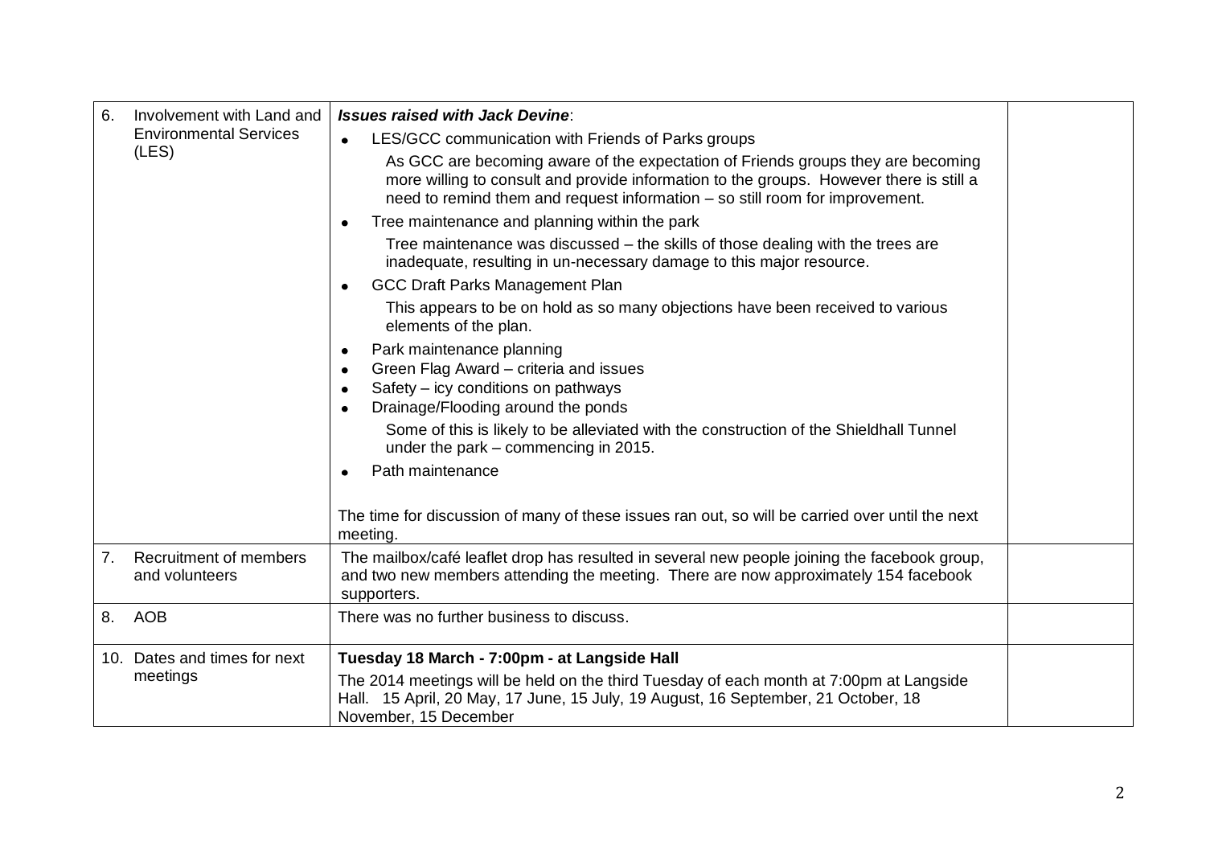| | | |
|---|---|---|
| 6. Involvement with Land and Environmental Services (LES) | ***Issues raised with Jack Devine***:<br>• LES/GCC communication with Friends of Parks groups<br>As GCC are becoming aware of the expectation of Friends groups they are becoming more willing to consult and provide information to the groups. However there is still a need to remind them and request information – so still room for improvement.<br>• Tree maintenance and planning within the park<br>Tree maintenance was discussed – the skills of those dealing with the trees are inadequate, resulting in un-necessary damage to this major resource.<br>• GCC Draft Parks Management Plan<br>This appears to be on hold as so many objections have been received to various elements of the plan.<br>• Park maintenance planning<br>• Green Flag Award – criteria and issues<br>• Safety – icy conditions on pathways<br>• Drainage/Flooding around the ponds<br>Some of this is likely to be alleviated with the construction of the Shieldhall Tunnel under the park – commencing in 2015.<br>• Path maintenance<br><br>The time for discussion of many of these issues ran out, so will be carried over until the next meeting. | |
| 7. Recruitment of members and volunteers | The mailbox/café leaflet drop has resulted in several new people joining the facebook group, and two new members attending the meeting. There are now approximately 154 facebook supporters. | |
| 8. AOB | There was no further business to discuss. | |
| 10. Dates and times for next meetings | **Tuesday 18 March - 7:00pm - at Langside Hall**<br>The 2014 meetings will be held on the third Tuesday of each month at 7:00pm at Langside Hall. 15 April, 20 May, 17 June, 15 July, 19 August, 16 September, 21 October, 18 November, 15 December | |